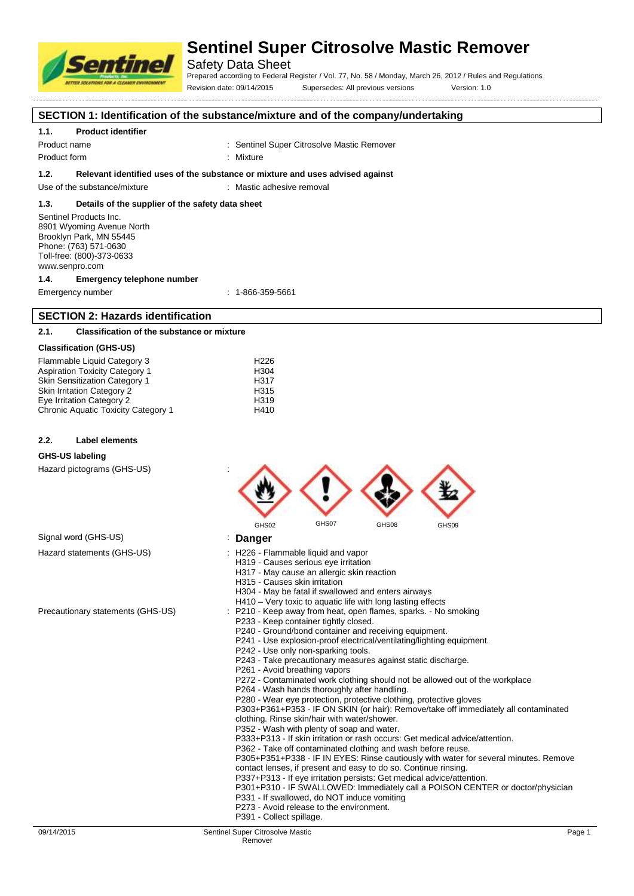# Sentinel Super Citrosolve Mastic Remover

Safety Data Sheet

Prepared according to Federal Register / Vol. 77, No. 58 / Monday, March 26, 2012 / Rules and Regulations

Revision date: 09/14/2015 Supersedes: All previous versions Version: 1.0

## SECTION 1: Identification of the substance/mixture and of the company/undertaking

### 1.1. Product identifier

Product name : Sentinel Super Citrosolve Mastic Remover

Product form : Mixture

### 1.2. Relevant identified uses of the substance or mixture and uses advised against

Use of the substance/mixture : Mastic adhesive removal

### 1.3. Details of the supplier of the safety data sheet

Sentinel Products Inc.
8901 Wyoming Avenue North
Brooklyn Park, MN 55445
Phone: (763) 571-0630
Toll-free: (800)-373-0633
www.senpro.com

### 1.4. Emergency telephone number

Emergency number : 1-866-359-5661

## SECTION 2: Hazards identification

### 2.1. Classification of the substance or mixture

**Classification (GHS-US)**

| Classification | Hazard statement |
|---|---|
| Flammable Liquid Category 3 | H226 |
| Aspiration Toxicity Category 1 | H304 |
| Skin Sensitization Category 1 | H317 |
| Skin Irritation Category 2 | H315 |
| Eye Irritation Category 2 | H319 |
| Chronic Aquatic Toxicity Category 1 | H410 |

### 2.2. Label elements

**GHS-US labeling**

Hazard pictograms (GHS-US) : GHS02 GHS07 GHS08 GHS09

Signal word (GHS-US) : **Danger**

Hazard statements (GHS-US) :
- H226 - Flammable liquid and vapor
- H319 - Causes serious eye irritation
- H317 - May cause an allergic skin reaction
- H315 - Causes skin irritation
- H304 - May be fatal if swallowed and enters airways
- H410 – Very toxic to aquatic life with long lasting effects

Precautionary statements (GHS-US) :
- P210 - Keep away from heat, open flames, sparks. - No smoking
- P233 - Keep container tightly closed.
- P240 - Ground/bond container and receiving equipment.
- P241 - Use explosion-proof electrical/ventilating/lighting equipment.
- P242 - Use only non-sparking tools.
- P243 - Take precautionary measures against static discharge.
- P261 - Avoid breathing vapors
- P272 - Contaminated work clothing should not be allowed out of the workplace
- P264 - Wash hands thoroughly after handling.
- P280 - Wear eye protection, protective clothing, protective gloves
- P303+P361+P353 - IF ON SKIN (or hair): Remove/take off immediately all contaminated clothing. Rinse skin/hair with water/shower.
- P352 - Wash with plenty of soap and water.
- P333+P313 - If skin irritation or rash occurs: Get medical advice/attention.
- P362 - Take off contaminated clothing and wash before reuse.
- P305+P351+P338 - IF IN EYES: Rinse cautiously with water for several minutes. Remove contact lenses, if present and easy to do so. Continue rinsing.
- P337+P313 - If eye irritation persists: Get medical advice/attention.
- P301+P310 - IF SWALLOWED: Immediately call a POISON CENTER or doctor/physician
- P331 - If swallowed, do NOT induce vomiting
- P273 - Avoid release to the environment.
- P391 - Collect spillage.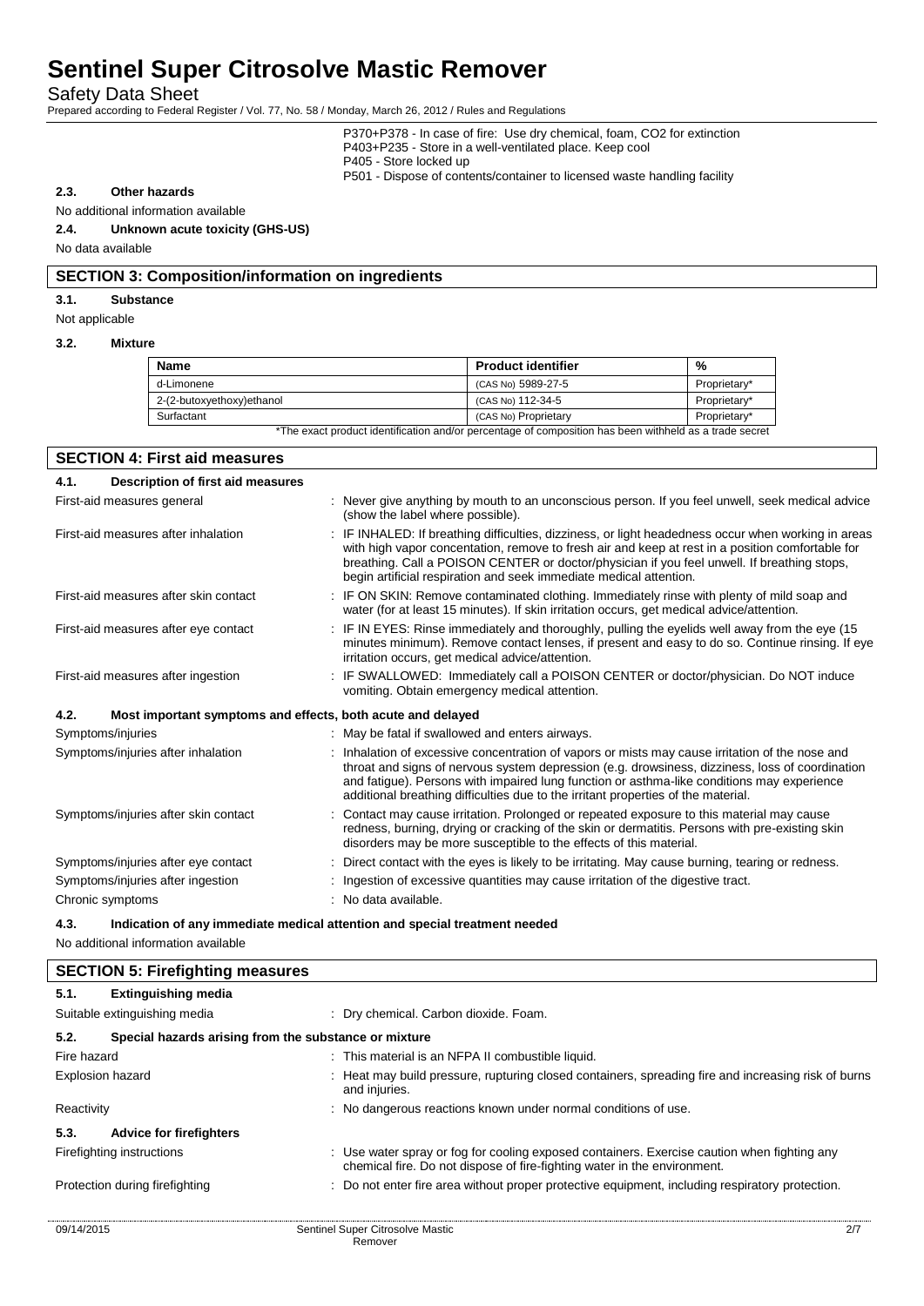P370+P378 - In case of fire: Use dry chemical, foam, CO2 for extinction
P403+P235 - Store in a well-ventilated place. Keep cool
P405 - Store locked up
P501 - Dispose of contents/container to licensed waste handling facility

### 2.3. Other hazards

No additional information available

### 2.4. Unknown acute toxicity (GHS-US)

No data available

## SECTION 3: Composition/information on ingredients

### 3.1. Substance

Not applicable

### 3.2. Mixture

| Name | Product identifier | % |
|---|---|---|
| d-Limonene | (CAS No) 5989-27-5 | Proprietary* |
| 2-(2-butoxyethoxy)ethanol | (CAS No) 112-34-5 | Proprietary* |
| Surfactant | (CAS No) Proprietary | Proprietary* |

*The exact product identification and/or percentage of composition has been withheld as a trade secret

## SECTION 4: First aid measures

### 4.1. Description of first aid measures

First-aid measures general : Never give anything by mouth to an unconscious person. If you feel unwell, seek medical advice (show the label where possible).

First-aid measures after inhalation : IF INHALED: If breathing difficulties, dizziness, or light headedness occur when working in areas with high vapor concentation, remove to fresh air and keep at rest in a position comfortable for breathing. Call a POISON CENTER or doctor/physician if you feel unwell. If breathing stops, begin artificial respiration and seek immediate medical attention.

First-aid measures after skin contact : IF ON SKIN: Remove contaminated clothing. Immediately rinse with plenty of mild soap and water (for at least 15 minutes). If skin irritation occurs, get medical advice/attention.

First-aid measures after eye contact : IF IN EYES: Rinse immediately and thoroughly, pulling the eyelids well away from the eye (15 minutes minimum). Remove contact lenses, if present and easy to do so. Continue rinsing. If eye irritation occurs, get medical advice/attention.

First-aid measures after ingestion : IF SWALLOWED: Immediately call a POISON CENTER or doctor/physician. Do NOT induce vomiting. Obtain emergency medical attention.

### 4.2. Most important symptoms and effects, both acute and delayed

Symptoms/injuries : May be fatal if swallowed and enters airways.

Symptoms/injuries after inhalation : Inhalation of excessive concentration of vapors or mists may cause irritation of the nose and throat and signs of nervous system depression (e.g. drowsiness, dizziness, loss of coordination and fatigue). Persons with impaired lung function or asthma-like conditions may experience additional breathing difficulties due to the irritant properties of the material.

Symptoms/injuries after skin contact : Contact may cause irritation. Prolonged or repeated exposure to this material may cause redness, burning, drying or cracking of the skin or dermatitis. Persons with pre-existing skin disorders may be more susceptible to the effects of this material.

Symptoms/injuries after eye contact : Direct contact with the eyes is likely to be irritating. May cause burning, tearing or redness.

Symptoms/injuries after ingestion : Ingestion of excessive quantities may cause irritation of the digestive tract.

Chronic symptoms : No data available.

### 4.3. Indication of any immediate medical attention and special treatment needed

No additional information available

## SECTION 5: Firefighting measures

### 5.1. Extinguishing media

Suitable extinguishing media : Dry chemical. Carbon dioxide. Foam.

### 5.2. Special hazards arising from the substance or mixture

Fire hazard : This material is an NFPA II combustible liquid.

Explosion hazard : Heat may build pressure, rupturing closed containers, spreading fire and increasing risk of burns and injuries.

Reactivity : No dangerous reactions known under normal conditions of use.

### 5.3. Advice for firefighters

Firefighting instructions : Use water spray or fog for cooling exposed containers. Exercise caution when fighting any chemical fire. Do not dispose of fire-fighting water in the environment.

Protection during firefighting : Do not enter fire area without proper protective equipment, including respiratory protection.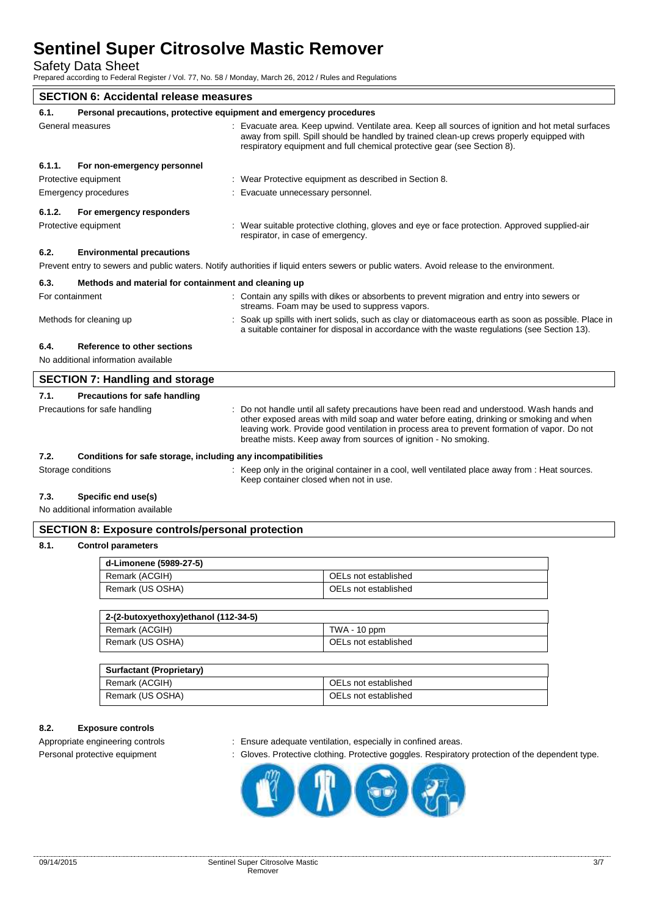## SECTION 6: Accidental release measures

### 6.1. Personal precautions, protective equipment and emergency procedures

General measures : Evacuate area. Keep upwind. Ventilate area. Keep all sources of ignition and hot metal surfaces away from spill. Spill should be handled by trained clean-up crews properly equipped with respiratory equipment and full chemical protective gear (see Section 8).

#### 6.1.1. For non-emergency personnel

Protective equipment : Wear Protective equipment as described in Section 8.

Emergency procedures : Evacuate unnecessary personnel.

#### 6.1.2. For emergency responders

Protective equipment : Wear suitable protective clothing, gloves and eye or face protection. Approved supplied-air respirator, in case of emergency.

### 6.2. Environmental precautions

Prevent entry to sewers and public waters. Notify authorities if liquid enters sewers or public waters. Avoid release to the environment.

### 6.3. Methods and material for containment and cleaning up

For containment : Contain any spills with dikes or absorbents to prevent migration and entry into sewers or streams. Foam may be used to suppress vapors.

Methods for cleaning up : Soak up spills with inert solids, such as clay or diatomaceous earth as soon as possible. Place in a suitable container for disposal in accordance with the waste regulations (see Section 13).

### 6.4. Reference to other sections

No additional information available

## SECTION 7: Handling and storage

### 7.1. Precautions for safe handling

Precautions for safe handling : Do not handle until all safety precautions have been read and understood. Wash hands and other exposed areas with mild soap and water before eating, drinking or smoking and when leaving work. Provide good ventilation in process area to prevent formation of vapor. Do not breathe mists. Keep away from sources of ignition - No smoking.

### 7.2. Conditions for safe storage, including any incompatibilities

Storage conditions : Keep only in the original container in a cool, well ventilated place away from : Heat sources. Keep container closed when not in use.

### 7.3. Specific end use(s)

No additional information available

## SECTION 8: Exposure controls/personal protection

### 8.1. Control parameters

| d-Limonene (5989-27-5) | |
|---|---|
| Remark (ACGIH) | OELs not established |
| Remark (US OSHA) | OELs not established |

| 2-(2-butoxyethoxy)ethanol (112-34-5) | |
|---|---|
| Remark (ACGIH) | TWA - 10 ppm |
| Remark (US OSHA) | OELs not established |

| Surfactant (Proprietary) | |
|---|---|
| Remark (ACGIH) | OELs not established |
| Remark (US OSHA) | OELs not established |

### 8.2. Exposure controls

Appropriate engineering controls : Ensure adequate ventilation, especially in confined areas.

Personal protective equipment : Gloves. Protective clothing. Protective goggles. Respiratory protection of the dependent type.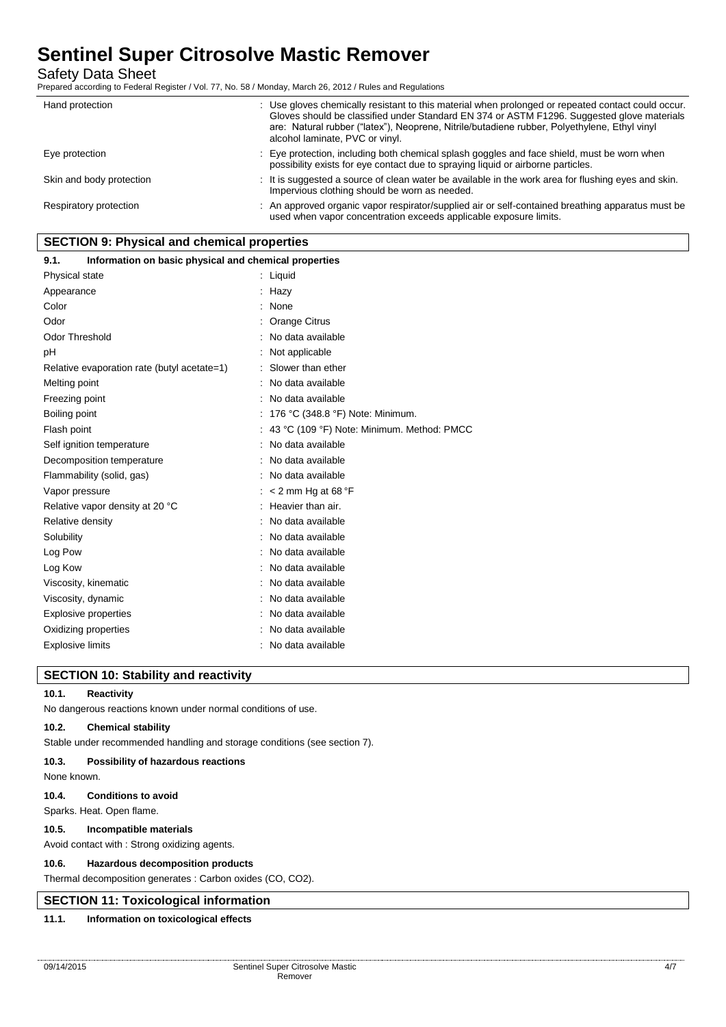| | |
|---|---|
| Hand protection | : Use gloves chemically resistant to this material when prolonged or repeated contact could occur. Gloves should be classified under Standard EN 374 or ASTM F1296. Suggested glove materials are: Natural rubber ("latex"), Neoprene, Nitrile/butadiene rubber, Polyethylene, Ethyl vinyl alcohol laminate, PVC or vinyl. |
| Eye protection | : Eye protection, including both chemical splash goggles and face shield, must be worn when possibility exists for eye contact due to spraying liquid or airborne particles. |
| Skin and body protection | : It is suggested a source of clean water be available in the work area for flushing eyes and skin. Impervious clothing should be worn as needed. |
| Respiratory protection | : An approved organic vapor respirator/supplied air or self-contained breathing apparatus must be used when vapor concentration exceeds applicable exposure limits. |

## SECTION 9: Physical and chemical properties

### 9.1. Information on basic physical and chemical properties

| | |
|---|---|
| Physical state | : Liquid |
| Appearance | : Hazy |
| Color | : None |
| Odor | : Orange Citrus |
| Odor Threshold | : No data available |
| pH | : Not applicable |
| Relative evaporation rate (butyl acetate=1) | : Slower than ether |
| Melting point | : No data available |
| Freezing point | : No data available |
| Boiling point | : 176 °C (348.8 °F) Note: Minimum. |
| Flash point | : 43 °C (109 °F) Note: Minimum. Method: PMCC |
| Self ignition temperature | : No data available |
| Decomposition temperature | : No data available |
| Flammability (solid, gas) | : No data available |
| Vapor pressure | : < 2 mm Hg at 68 °F |
| Relative vapor density at 20 °C | : Heavier than air. |
| Relative density | : No data available |
| Solubility | : No data available |
| Log Pow | : No data available |
| Log Kow | : No data available |
| Viscosity, kinematic | : No data available |
| Viscosity, dynamic | : No data available |
| Explosive properties | : No data available |
| Oxidizing properties | : No data available |
| Explosive limits | : No data available |

## SECTION 10: Stability and reactivity

### 10.1. Reactivity

No dangerous reactions known under normal conditions of use.

### 10.2. Chemical stability

Stable under recommended handling and storage conditions (see section 7).

### 10.3. Possibility of hazardous reactions

None known.

### 10.4. Conditions to avoid

Sparks. Heat. Open flame.

### 10.5. Incompatible materials

Avoid contact with : Strong oxidizing agents.

### 10.6. Hazardous decomposition products

Thermal decomposition generates : Carbon oxides (CO, $CO_2$).

## SECTION 11: Toxicological information

### 11.1. Information on toxicological effects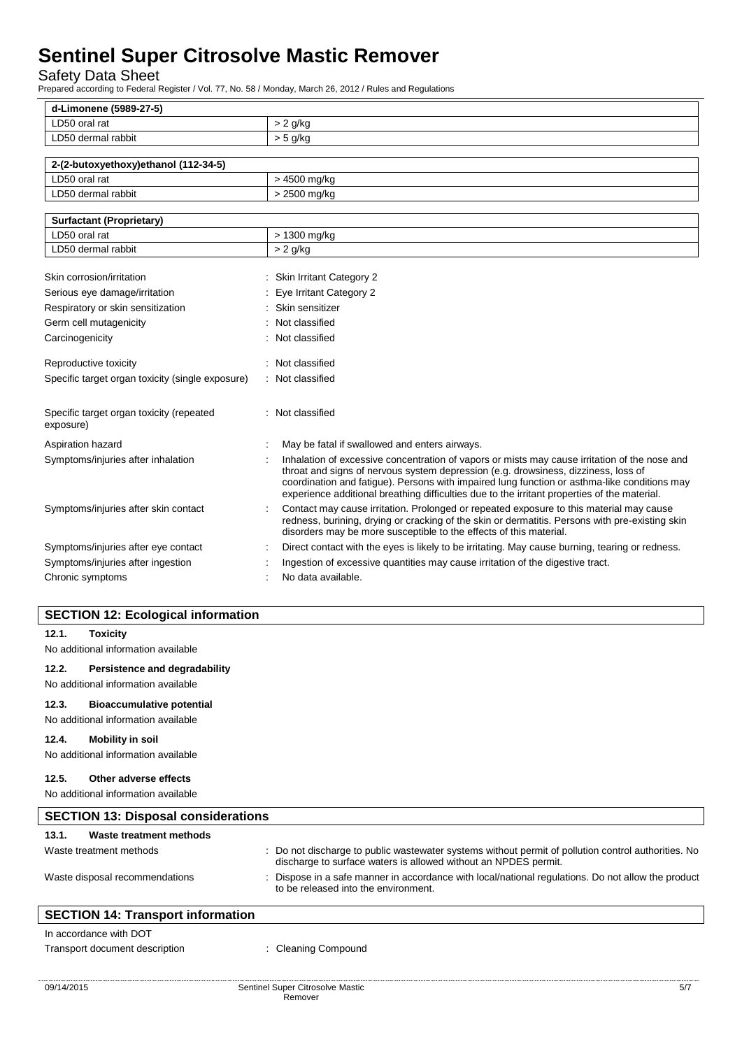| d-Limonene (5989-27-5) | |
|---|---|
| LD50 oral rat | > 2 g/kg |
| LD50 dermal rabbit | > 5 g/kg |

| 2-(2-butoxyethoxy)ethanol (112-34-5) | |
|---|---|
| LD50 oral rat | > 4500 mg/kg |
| LD50 dermal rabbit | > 2500 mg/kg |

| Surfactant (Proprietary) | |
|---|---|
| LD50 oral rat | > 1300 mg/kg |
| LD50 dermal rabbit | > 2 g/kg |

Skin corrosion/irritation : Skin Irritant Category 2

Serious eye damage/irritation : Eye Irritant Category 2

Respiratory or skin sensitization : Skin sensitizer

Germ cell mutagenicity : Not classified

Carcinogenicity : Not classified

Reproductive toxicity : Not classified

Specific target organ toxicity (single exposure) : Not classified

Specific target organ toxicity (repeated exposure) : Not classified

Aspiration hazard : May be fatal if swallowed and enters airways.

Symptoms/injuries after inhalation : Inhalation of excessive concentration of vapors or mists may cause irritation of the nose and throat and signs of nervous system depression (e.g. drowsiness, dizziness, loss of coordination and fatigue). Persons with impaired lung function or asthma-like conditions may experience additional breathing difficulties due to the irritant properties of the material.

Symptoms/injuries after skin contact : Contact may cause irritation. Prolonged or repeated exposure to this material may cause redness, burining, drying or cracking of the skin or dermatitis. Persons with pre-existing skin disorders may be more susceptible to the effects of this material.

Symptoms/injuries after eye contact : Direct contact with the eyes is likely to be irritating. May cause burning, tearing or redness.

Symptoms/injuries after ingestion : Ingestion of excessive quantities may cause irritation of the digestive tract.

Chronic symptoms : No data available.

## SECTION 12: Ecological information

### 12.1. Toxicity

No additional information available

### 12.2. Persistence and degradability

No additional information available

### 12.3. Bioaccumulative potential

No additional information available

### 12.4. Mobility in soil

No additional information available

### 12.5. Other adverse effects

No additional information available

## SECTION 13: Disposal considerations

### 13.1. Waste treatment methods

Waste treatment methods : Do not discharge to public wastewater systems without permit of pollution control authorities. No discharge to surface waters is allowed without an NPDES permit.

Waste disposal recommendations : Dispose in a safe manner in accordance with local/national regulations. Do not allow the product to be released into the environment.

## SECTION 14: Transport information

In accordance with DOT

Transport document description : Cleaning Compound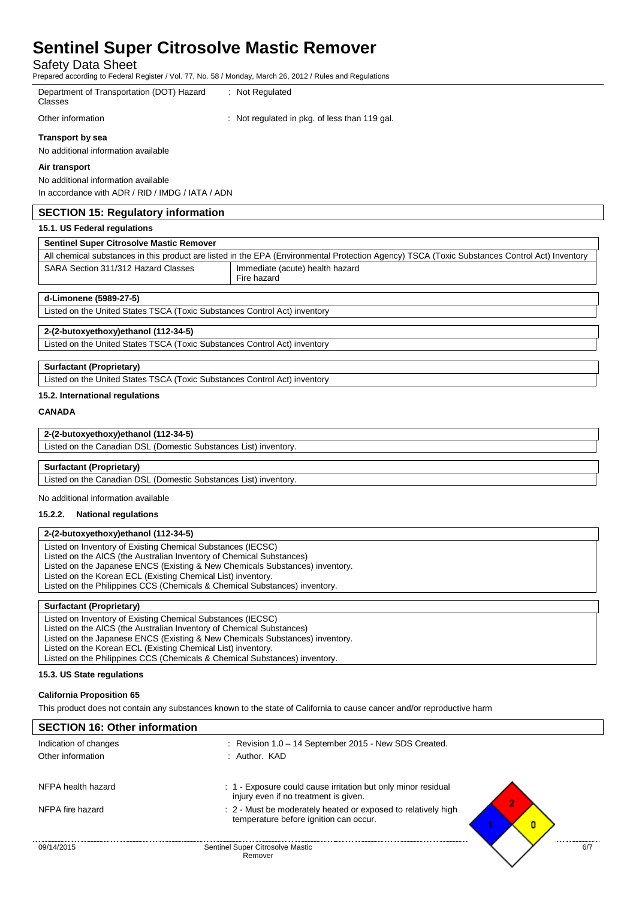| Department of Transportation (DOT) Hazard Classes | : Not Regulated |
|---|---|
| Other information | : Not regulated in pkg. of less than 119 gal. |

**Transport by sea**

No additional information available

**Air transport**

No additional information available

In accordance with ADR / RID / IMDG / IATA / ADN

## SECTION 15: Regulatory information

### 15.1. US Federal regulations

| Sentinel Super Citrosolve Mastic Remover | |
|---|---|
| All chemical substances in this product are listed in the EPA (Environmental Protection Agency) TSCA (Toxic Substances Control Act) Inventory | |
| SARA Section 311/312 Hazard Classes | Immediate (acute) health hazard<br>Fire hazard |

| d-Limonene (5989-27-5) |
|---|
| Listed on the United States TSCA (Toxic Substances Control Act) inventory |

| 2-(2-butoxyethoxy)ethanol (112-34-5) |
|---|
| Listed on the United States TSCA (Toxic Substances Control Act) inventory |

| Surfactant (Proprietary) |
|---|
| Listed on the United States TSCA (Toxic Substances Control Act) inventory |

### 15.2. International regulations

**CANADA**

| 2-(2-butoxyethoxy)ethanol (112-34-5) |
|---|
| Listed on the Canadian DSL (Domestic Substances List) inventory. |

| Surfactant (Proprietary) |
|---|
| Listed on the Canadian DSL (Domestic Substances List) inventory. |

No additional information available

### 15.2.2. National regulations

| 2-(2-butoxyethoxy)ethanol (112-34-5) |
|---|
| Listed on Inventory of Existing Chemical Substances (IECSC)<br>Listed on the AICS (the Australian Inventory of Chemical Substances)<br>Listed on the Japanese ENCS (Existing & New Chemicals Substances) inventory.<br>Listed on the Korean ECL (Existing Chemical List) inventory.<br>Listed on the Philippines CCS (Chemicals & Chemical Substances) inventory. |

| Surfactant (Proprietary) |
|---|
| Listed on Inventory of Existing Chemical Substances (IECSC)<br>Listed on the AICS (the Australian Inventory of Chemical Substances)<br>Listed on the Japanese ENCS (Existing & New Chemicals Substances) inventory.<br>Listed on the Korean ECL (Existing Chemical List) inventory.<br>Listed on the Philippines CCS (Chemicals & Chemical Substances) inventory. |

### 15.3. US State regulations

**California Proposition 65**

This product does not contain any substances known to the state of California to cause cancer and/or reproductive harm

## SECTION 16: Other information

| Indication of changes | : Revision 1.0 – 14 September 2015 - New SDS Created. |
|---|---|
| Other information | : Author. KAD |
| NFPA health hazard | : 1 - Exposure could cause irritation but only minor residual injury even if no treatment is given. |
| NFPA fire hazard | : 2 - Must be moderately heated or exposed to relatively high temperature before ignition can occur. |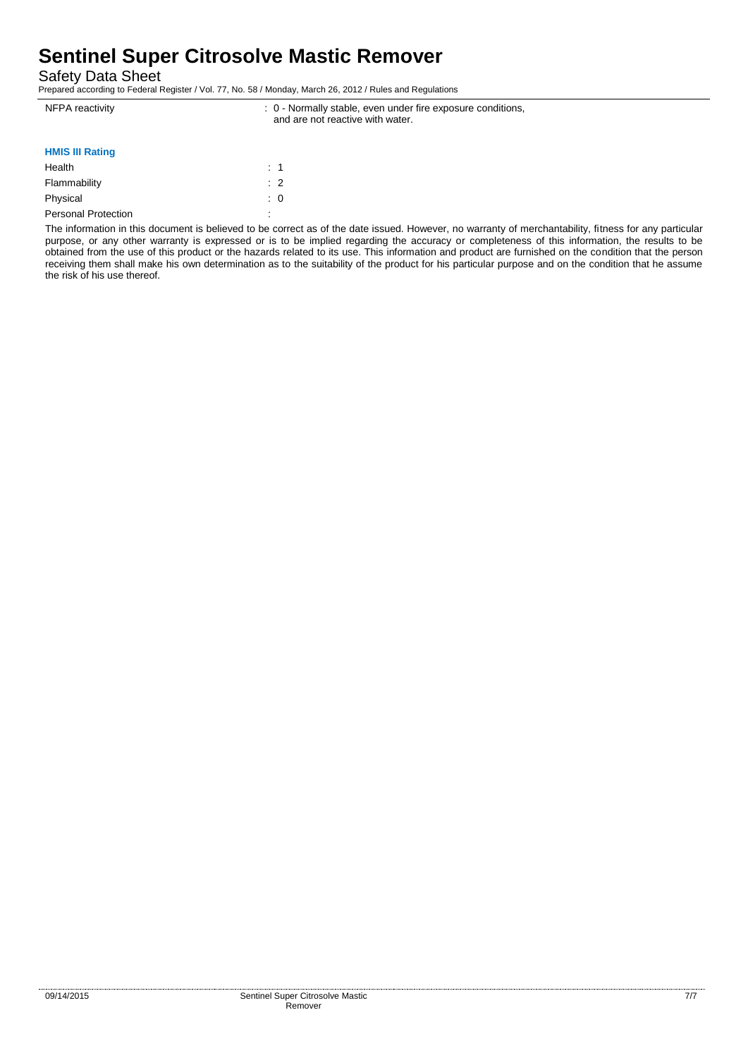NFPA reactivity : 0 - Normally stable, even under fire exposure conditions, and are not reactive with water.

**HMIS III Rating**

| | |
|---|---|
| Health | : 1 |
| Flammability | : 2 |
| Physical | : 0 |
| Personal Protection | : |

The information in this document is believed to be correct as of the date issued. However, no warranty of merchantability, fitness for any particular purpose, or any other warranty is expressed or is to be implied regarding the accuracy or completeness of this information, the results to be obtained from the use of this product or the hazards related to its use. This information and product are furnished on the condition that the person receiving them shall make his own determination as to the suitability of the product for his particular purpose and on the condition that he assume the risk of his use thereof.